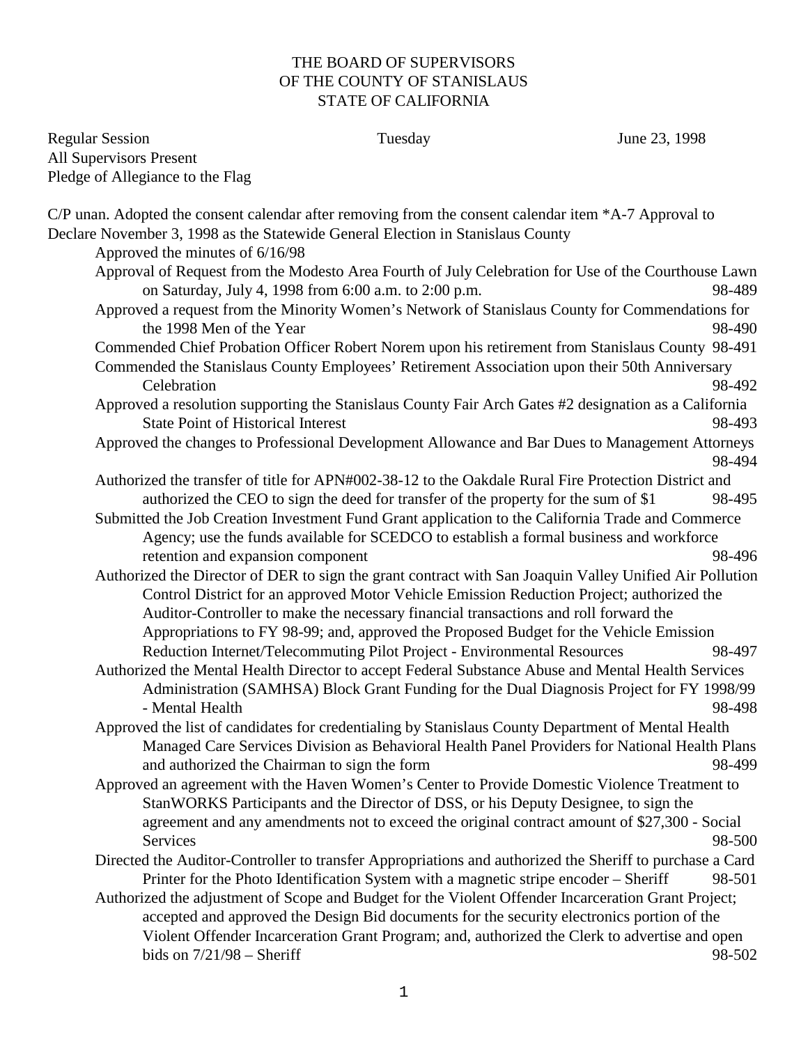THE BOARD OF SUPERVISORS
OF THE COUNTY OF STANISLAUS
STATE OF CALIFORNIA

Regular Session Tuesday June 23, 1998
All Supervisors Present
Pledge of Allegiance to the Flag

C/P unan. Adopted the consent calendar after removing from the consent calendar item *A-7 Approval to Declare November 3, 1998 as the Statewide General Election in Stanislaus County

Approved the minutes of 6/16/98

Approval of Request from the Modesto Area Fourth of July Celebration for Use of the Courthouse Lawn on Saturday, July 4, 1998 from 6:00 a.m. to 2:00 p.m. 98-489

Approved a request from the Minority Women's Network of Stanislaus County for Commendations for the 1998 Men of the Year 98-490

Commended Chief Probation Officer Robert Norem upon his retirement from Stanislaus County 98-491

Commended the Stanislaus County Employees' Retirement Association upon their 50th Anniversary Celebration 98-492

Approved a resolution supporting the Stanislaus County Fair Arch Gates #2 designation as a California State Point of Historical Interest 98-493

Approved the changes to Professional Development Allowance and Bar Dues to Management Attorneys 98-494

Authorized the transfer of title for APN#002-38-12 to the Oakdale Rural Fire Protection District and authorized the CEO to sign the deed for transfer of the property for the sum of $1 98-495

Submitted the Job Creation Investment Fund Grant application to the California Trade and Commerce Agency; use the funds available for SCEDCO to establish a formal business and workforce retention and expansion component 98-496

Authorized the Director of DER to sign the grant contract with San Joaquin Valley Unified Air Pollution Control District for an approved Motor Vehicle Emission Reduction Project; authorized the Auditor-Controller to make the necessary financial transactions and roll forward the Appropriations to FY 98-99; and, approved the Proposed Budget for the Vehicle Emission Reduction Internet/Telecommuting Pilot Project - Environmental Resources 98-497

Authorized the Mental Health Director to accept Federal Substance Abuse and Mental Health Services Administration (SAMHSA) Block Grant Funding for the Dual Diagnosis Project for FY 1998/99 - Mental Health 98-498

Approved the list of candidates for credentialing by Stanislaus County Department of Mental Health Managed Care Services Division as Behavioral Health Panel Providers for National Health Plans and authorized the Chairman to sign the form 98-499

Approved an agreement with the Haven Women's Center to Provide Domestic Violence Treatment to StanWORKS Participants and the Director of DSS, or his Deputy Designee, to sign the agreement and any amendments not to exceed the original contract amount of $27,300 - Social Services 98-500

Directed the Auditor-Controller to transfer Appropriations and authorized the Sheriff to purchase a Card Printer for the Photo Identification System with a magnetic stripe encoder – Sheriff 98-501

Authorized the adjustment of Scope and Budget for the Violent Offender Incarceration Grant Project; accepted and approved the Design Bid documents for the security electronics portion of the Violent Offender Incarceration Grant Program; and, authorized the Clerk to advertise and open bids on 7/21/98 – Sheriff 98-502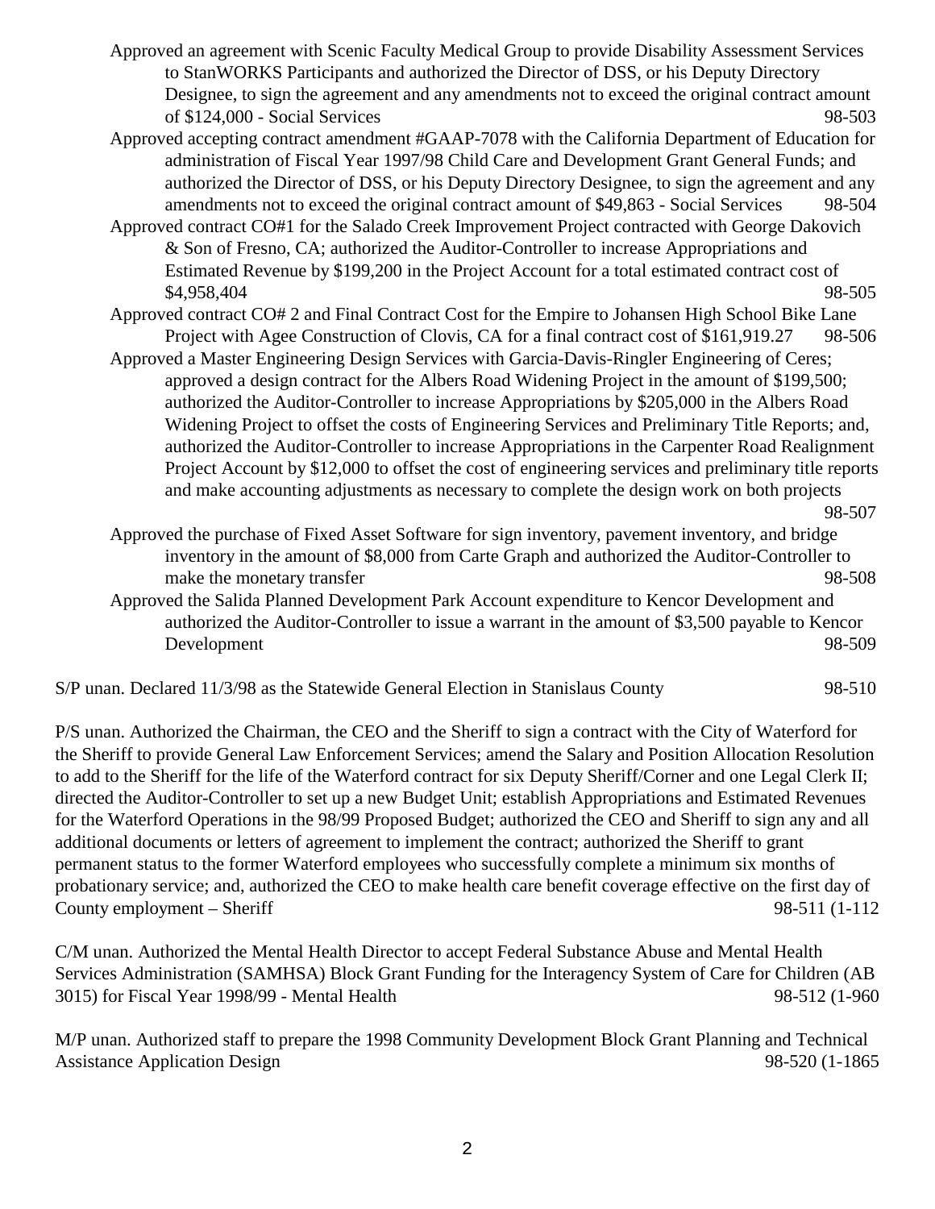Approved an agreement with Scenic Faculty Medical Group to provide Disability Assessment Services to StanWORKS Participants and authorized the Director of DSS, or his Deputy Directory Designee, to sign the agreement and any amendments not to exceed the original contract amount of $124,000 - Social Services 98-503

Approved accepting contract amendment #GAAP-7078 with the California Department of Education for administration of Fiscal Year 1997/98 Child Care and Development Grant General Funds; and authorized the Director of DSS, or his Deputy Directory Designee, to sign the agreement and any amendments not to exceed the original contract amount of $49,863 - Social Services 98-504

Approved contract CO#1 for the Salado Creek Improvement Project contracted with George Dakovich & Son of Fresno, CA; authorized the Auditor-Controller to increase Appropriations and Estimated Revenue by $199,200 in the Project Account for a total estimated contract cost of $4,958,404 98-505

Approved contract CO# 2 and Final Contract Cost for the Empire to Johansen High School Bike Lane Project with Agee Construction of Clovis, CA for a final contract cost of $161,919.27 98-506

Approved a Master Engineering Design Services with Garcia-Davis-Ringler Engineering of Ceres; approved a design contract for the Albers Road Widening Project in the amount of $199,500; authorized the Auditor-Controller to increase Appropriations by $205,000 in the Albers Road Widening Project to offset the costs of Engineering Services and Preliminary Title Reports; and, authorized the Auditor-Controller to increase Appropriations in the Carpenter Road Realignment Project Account by $12,000 to offset the cost of engineering services and preliminary title reports and make accounting adjustments as necessary to complete the design work on both projects 98-507

Approved the purchase of Fixed Asset Software for sign inventory, pavement inventory, and bridge inventory in the amount of $8,000 from Carte Graph and authorized the Auditor-Controller to make the monetary transfer 98-508

Approved the Salida Planned Development Park Account expenditure to Kencor Development and authorized the Auditor-Controller to issue a warrant in the amount of $3,500 payable to Kencor Development 98-509

S/P unan. Declared 11/3/98 as the Statewide General Election in Stanislaus County 98-510

P/S unan. Authorized the Chairman, the CEO and the Sheriff to sign a contract with the City of Waterford for the Sheriff to provide General Law Enforcement Services; amend the Salary and Position Allocation Resolution to add to the Sheriff for the life of the Waterford contract for six Deputy Sheriff/Corner and one Legal Clerk II; directed the Auditor-Controller to set up a new Budget Unit; establish Appropriations and Estimated Revenues for the Waterford Operations in the 98/99 Proposed Budget; authorized the CEO and Sheriff to sign any and all additional documents or letters of agreement to implement the contract; authorized the Sheriff to grant permanent status to the former Waterford employees who successfully complete a minimum six months of probationary service; and, authorized the CEO to make health care benefit coverage effective on the first day of County employment – Sheriff 98-511 (1-112

C/M unan. Authorized the Mental Health Director to accept Federal Substance Abuse and Mental Health Services Administration (SAMHSA) Block Grant Funding for the Interagency System of Care for Children (AB 3015) for Fiscal Year 1998/99 - Mental Health 98-512 (1-960

M/P unan. Authorized staff to prepare the 1998 Community Development Block Grant Planning and Technical Assistance Application Design 98-520 (1-1865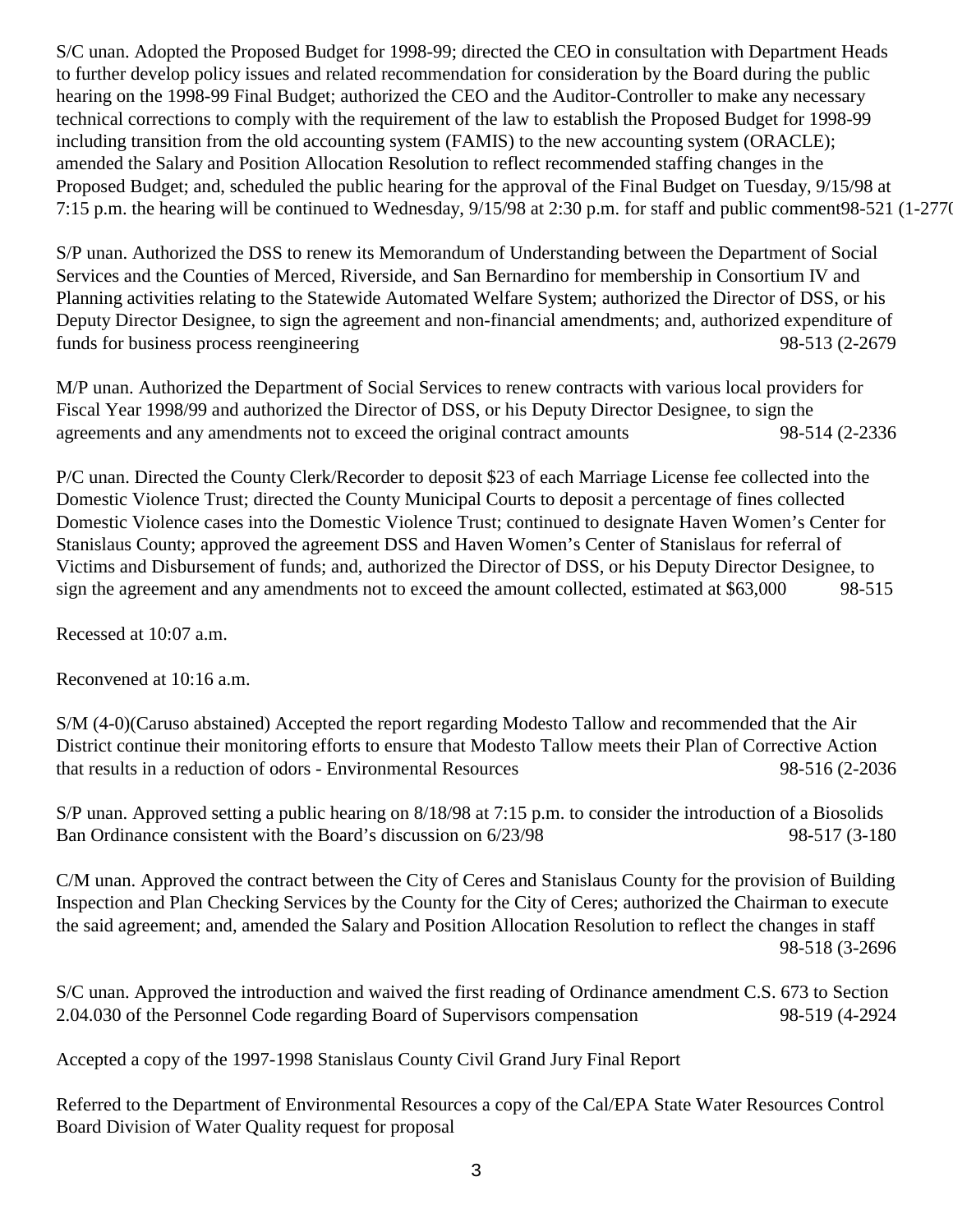S/C unan. Adopted the Proposed Budget for 1998-99; directed the CEO in consultation with Department Heads to further develop policy issues and related recommendation for consideration by the Board during the public hearing on the 1998-99 Final Budget; authorized the CEO and the Auditor-Controller to make any necessary technical corrections to comply with the requirement of the law to establish the Proposed Budget for 1998-99 including transition from the old accounting system (FAMIS) to the new accounting system (ORACLE); amended the Salary and Position Allocation Resolution to reflect recommended staffing changes in the Proposed Budget; and, scheduled the public hearing for the approval of the Final Budget on Tuesday, 9/15/98 at 7:15 p.m. the hearing will be continued to Wednesday, 9/15/98 at 2:30 p.m. for staff and public comment98-521 (1-2770

S/P unan. Authorized the DSS to renew its Memorandum of Understanding between the Department of Social Services and the Counties of Merced, Riverside, and San Bernardino for membership in Consortium IV and Planning activities relating to the Statewide Automated Welfare System; authorized the Director of DSS, or his Deputy Director Designee, to sign the agreement and non-financial amendments; and, authorized expenditure of funds for business process reengineering 98-513 (2-2679

M/P unan. Authorized the Department of Social Services to renew contracts with various local providers for Fiscal Year 1998/99 and authorized the Director of DSS, or his Deputy Director Designee, to sign the agreements and any amendments not to exceed the original contract amounts 98-514 (2-2336

P/C unan. Directed the County Clerk/Recorder to deposit $23 of each Marriage License fee collected into the Domestic Violence Trust; directed the County Municipal Courts to deposit a percentage of fines collected Domestic Violence cases into the Domestic Violence Trust; continued to designate Haven Women's Center for Stanislaus County; approved the agreement DSS and Haven Women's Center of Stanislaus for referral of Victims and Disbursement of funds; and, authorized the Director of DSS, or his Deputy Director Designee, to sign the agreement and any amendments not to exceed the amount collected, estimated at $63,000 98-515

Recessed at 10:07 a.m.

Reconvened at 10:16 a.m.

S/M (4-0)(Caruso abstained) Accepted the report regarding Modesto Tallow and recommended that the Air District continue their monitoring efforts to ensure that Modesto Tallow meets their Plan of Corrective Action that results in a reduction of odors - Environmental Resources 98-516 (2-2036

S/P unan. Approved setting a public hearing on 8/18/98 at 7:15 p.m. to consider the introduction of a Biosolids Ban Ordinance consistent with the Board's discussion on 6/23/98 98-517 (3-180

C/M unan. Approved the contract between the City of Ceres and Stanislaus County for the provision of Building Inspection and Plan Checking Services by the County for the City of Ceres; authorized the Chairman to execute the said agreement; and, amended the Salary and Position Allocation Resolution to reflect the changes in staff 98-518 (3-2696

S/C unan. Approved the introduction and waived the first reading of Ordinance amendment C.S. 673 to Section 2.04.030 of the Personnel Code regarding Board of Supervisors compensation 98-519 (4-2924

Accepted a copy of the 1997-1998 Stanislaus County Civil Grand Jury Final Report

Referred to the Department of Environmental Resources a copy of the Cal/EPA State Water Resources Control Board Division of Water Quality request for proposal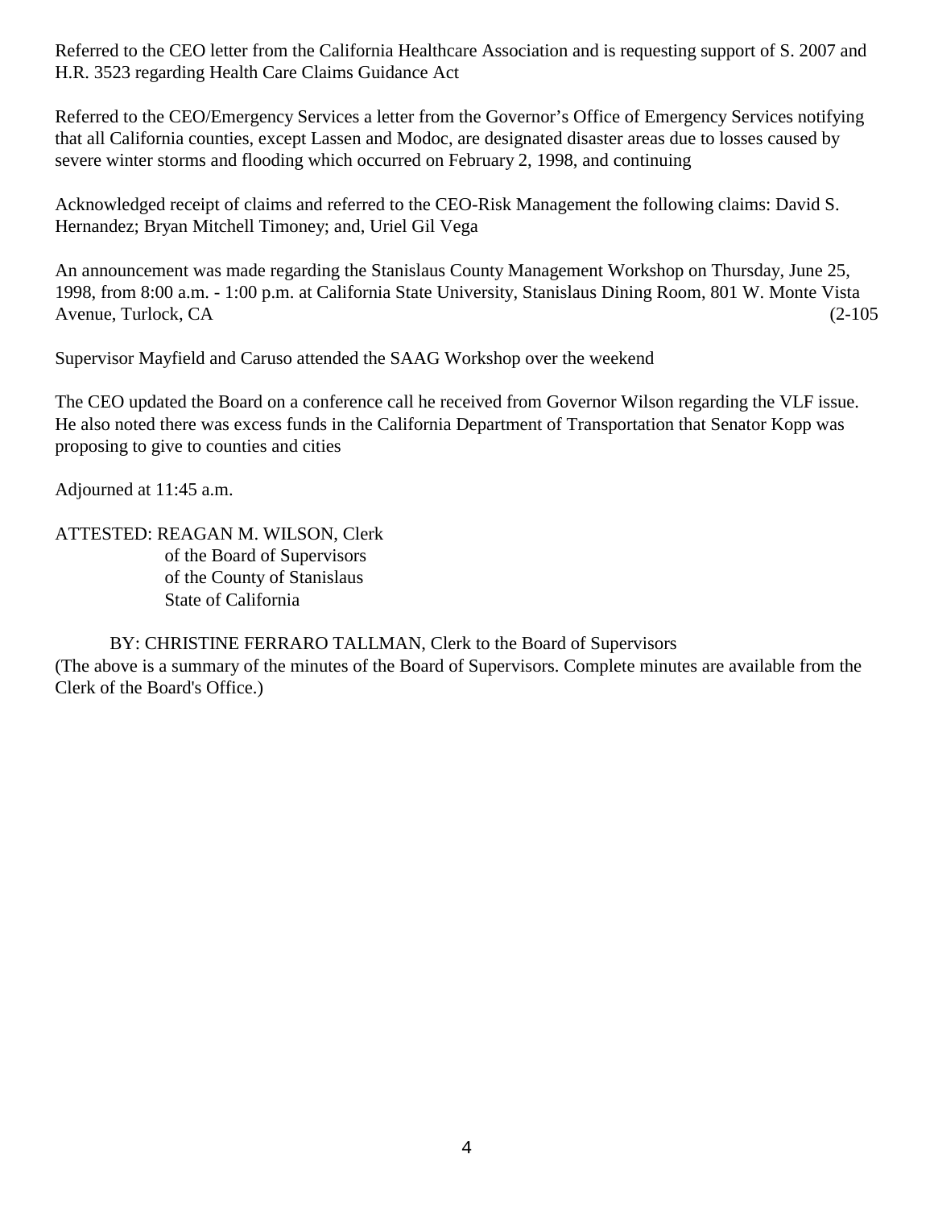Referred to the CEO letter from the California Healthcare Association and is requesting support of S. 2007 and H.R. 3523 regarding Health Care Claims Guidance Act

Referred to the CEO/Emergency Services a letter from the Governor's Office of Emergency Services notifying that all California counties, except Lassen and Modoc, are designated disaster areas due to losses caused by severe winter storms and flooding which occurred on February 2, 1998, and continuing

Acknowledged receipt of claims and referred to the CEO-Risk Management the following claims: David S. Hernandez; Bryan Mitchell Timoney; and, Uriel Gil Vega

An announcement was made regarding the Stanislaus County Management Workshop on Thursday, June 25, 1998, from 8:00 a.m. - 1:00 p.m. at California State University, Stanislaus Dining Room, 801 W. Monte Vista Avenue, Turlock, CA (2-105

Supervisor Mayfield and Caruso attended the SAAG Workshop over the weekend

The CEO updated the Board on a conference call he received from Governor Wilson regarding the VLF issue. He also noted there was excess funds in the California Department of Transportation that Senator Kopp was proposing to give to counties and cities

Adjourned at 11:45 a.m.

ATTESTED: REAGAN M. WILSON, Clerk
of the Board of Supervisors
of the County of Stanislaus
State of California

BY: CHRISTINE FERRARO TALLMAN, Clerk to the Board of Supervisors

(The above is a summary of the minutes of the Board of Supervisors. Complete minutes are available from the Clerk of the Board's Office.)